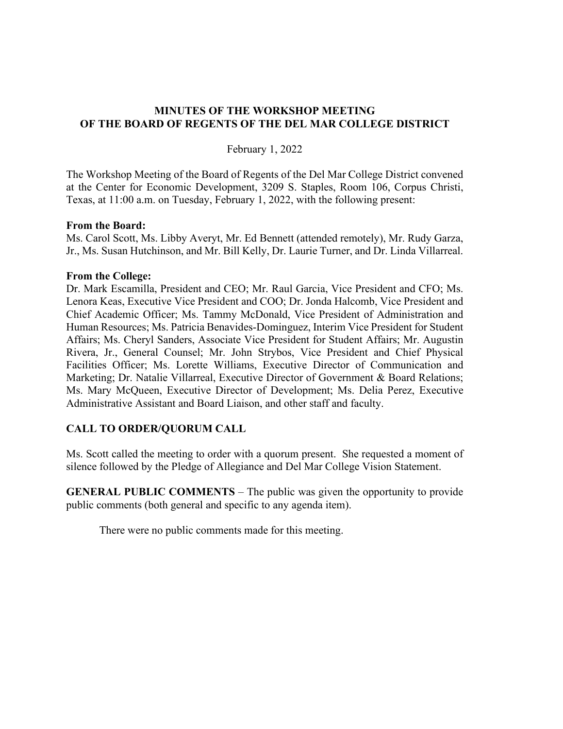# MINUTES OF THE WORKSHOP MEETING OF THE BOARD OF REGENTS OF THE DEL MAR COLLEGE DISTRICT

February 1, 2022

The Workshop Meeting of the Board of Regents of the Del Mar College District convened at the Center for Economic Development, 3209 S. Staples, Room 106, Corpus Christi, Texas, at 11:00 a.m. on Tuesday, February 1, 2022, with the following present:

**From the Board:**
Ms. Carol Scott, Ms. Libby Averyt, Mr. Ed Bennett (attended remotely), Mr. Rudy Garza, Jr., Ms. Susan Hutchinson, and Mr. Bill Kelly, Dr. Laurie Turner, and Dr. Linda Villarreal.

**From the College:**
Dr. Mark Escamilla, President and CEO; Mr. Raul Garcia, Vice President and CFO; Ms. Lenora Keas, Executive Vice President and COO; Dr. Jonda Halcomb, Vice President and Chief Academic Officer; Ms. Tammy McDonald, Vice President of Administration and Human Resources; Ms. Patricia Benavides-Dominguez, Interim Vice President for Student Affairs; Ms. Cheryl Sanders, Associate Vice President for Student Affairs; Mr. Augustin Rivera, Jr., General Counsel; Mr. John Strybos, Vice President and Chief Physical Facilities Officer; Ms. Lorette Williams, Executive Director of Communication and Marketing; Dr. Natalie Villarreal, Executive Director of Government & Board Relations; Ms. Mary McQueen, Executive Director of Development; Ms. Delia Perez, Executive Administrative Assistant and Board Liaison, and other staff and faculty.

## CALL TO ORDER/QUORUM CALL

Ms. Scott called the meeting to order with a quorum present. She requested a moment of silence followed by the Pledge of Allegiance and Del Mar College Vision Statement.

**GENERAL PUBLIC COMMENTS** – The public was given the opportunity to provide public comments (both general and specific to any agenda item).

There were no public comments made for this meeting.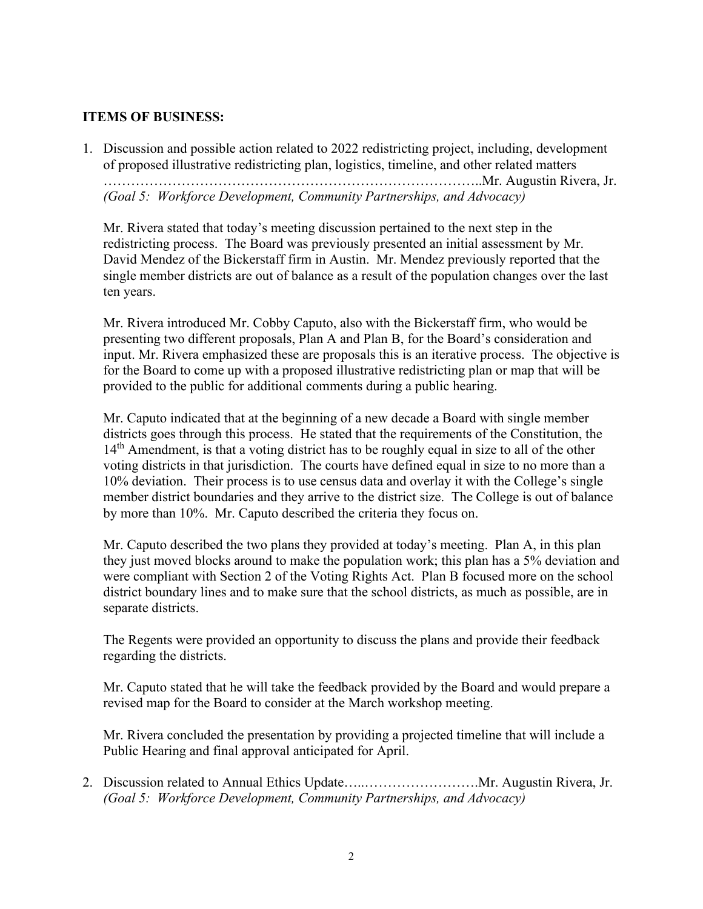**ITEMS OF BUSINESS:**

1. Discussion and possible action related to 2022 redistricting project, including, development of proposed illustrative redistricting plan, logistics, timeline, and other related matters ……………………………………………………………………..Mr. Augustin Rivera, Jr.
   *(Goal 5: Workforce Development, Community Partnerships, and Advocacy)*

   Mr. Rivera stated that today's meeting discussion pertained to the next step in the redistricting process. The Board was previously presented an initial assessment by Mr. David Mendez of the Bickerstaff firm in Austin. Mr. Mendez previously reported that the single member districts are out of balance as a result of the population changes over the last ten years.

   Mr. Rivera introduced Mr. Cobby Caputo, also with the Bickerstaff firm, who would be presenting two different proposals, Plan A and Plan B, for the Board's consideration and input. Mr. Rivera emphasized these are proposals this is an iterative process. The objective is for the Board to come up with a proposed illustrative redistricting plan or map that will be provided to the public for additional comments during a public hearing.

   Mr. Caputo indicated that at the beginning of a new decade a Board with single member districts goes through this process. He stated that the requirements of the Constitution, the 14th Amendment, is that a voting district has to be roughly equal in size to all of the other voting districts in that jurisdiction. The courts have defined equal in size to no more than a 10% deviation. Their process is to use census data and overlay it with the College's single member district boundaries and they arrive to the district size. The College is out of balance by more than 10%. Mr. Caputo described the criteria they focus on.

   Mr. Caputo described the two plans they provided at today's meeting. Plan A, in this plan they just moved blocks around to make the population work; this plan has a 5% deviation and were compliant with Section 2 of the Voting Rights Act. Plan B focused more on the school district boundary lines and to make sure that the school districts, as much as possible, are in separate districts.

   The Regents were provided an opportunity to discuss the plans and provide their feedback regarding the districts.

   Mr. Caputo stated that he will take the feedback provided by the Board and would prepare a revised map for the Board to consider at the March workshop meeting.

   Mr. Rivera concluded the presentation by providing a projected timeline that will include a Public Hearing and final approval anticipated for April.

2. Discussion related to Annual Ethics Update…..…………………….Mr. Augustin Rivera, Jr.
   *(Goal 5: Workforce Development, Community Partnerships, and Advocacy)*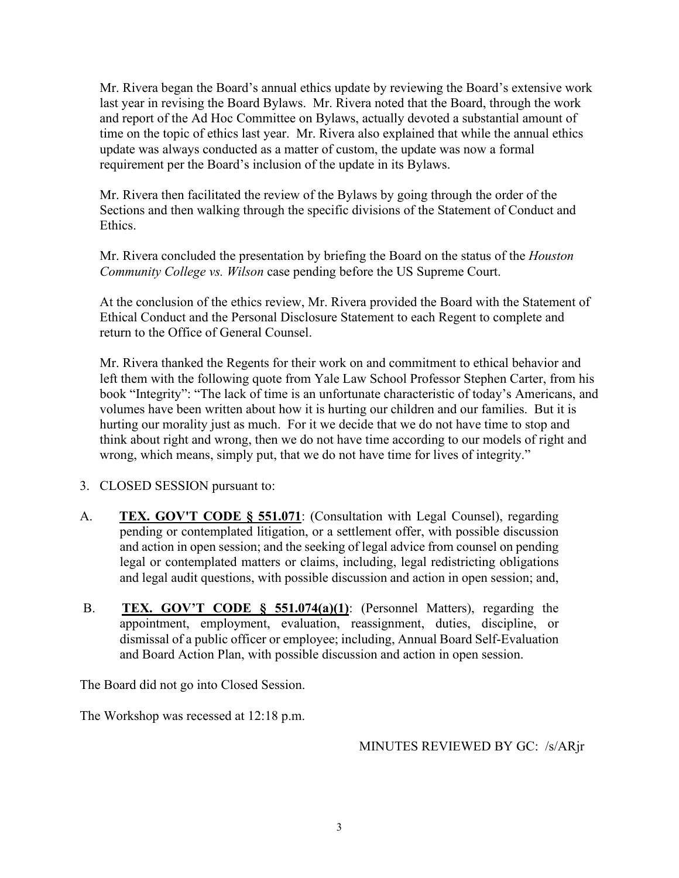Mr. Rivera began the Board's annual ethics update by reviewing the Board's extensive work last year in revising the Board Bylaws. Mr. Rivera noted that the Board, through the work and report of the Ad Hoc Committee on Bylaws, actually devoted a substantial amount of time on the topic of ethics last year. Mr. Rivera also explained that while the annual ethics update was always conducted as a matter of custom, the update was now a formal requirement per the Board's inclusion of the update in its Bylaws.

Mr. Rivera then facilitated the review of the Bylaws by going through the order of the Sections and then walking through the specific divisions of the Statement of Conduct and Ethics.

Mr. Rivera concluded the presentation by briefing the Board on the status of the *Houston Community College vs. Wilson* case pending before the US Supreme Court.

At the conclusion of the ethics review, Mr. Rivera provided the Board with the Statement of Ethical Conduct and the Personal Disclosure Statement to each Regent to complete and return to the Office of General Counsel.

Mr. Rivera thanked the Regents for their work on and commitment to ethical behavior and left them with the following quote from Yale Law School Professor Stephen Carter, from his book "Integrity": "The lack of time is an unfortunate characteristic of today's Americans, and volumes have been written about how it is hurting our children and our families. But it is hurting our morality just as much. For it we decide that we do not have time to stop and think about right and wrong, then we do not have time according to our models of right and wrong, which means, simply put, that we do not have time for lives of integrity."

3. CLOSED SESSION pursuant to:

A. **TEX. GOV'T CODE § 551.071**: (Consultation with Legal Counsel), regarding pending or contemplated litigation, or a settlement offer, with possible discussion and action in open session; and the seeking of legal advice from counsel on pending legal or contemplated matters or claims, including, legal redistricting obligations and legal audit questions, with possible discussion and action in open session; and,

B. **TEX. GOV'T CODE § 551.074(a)(1)**: (Personnel Matters), regarding the appointment, employment, evaluation, reassignment, duties, discipline, or dismissal of a public officer or employee; including, Annual Board Self-Evaluation and Board Action Plan, with possible discussion and action in open session.

The Board did not go into Closed Session.

The Workshop was recessed at 12:18 p.m.

MINUTES REVIEWED BY GC: /s/ARjr